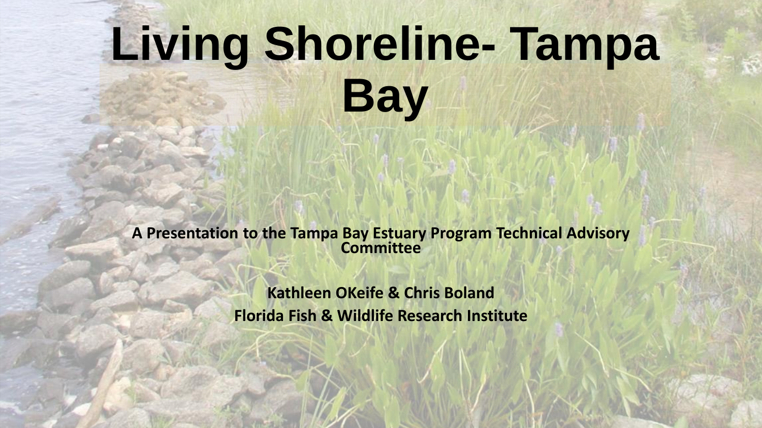# Living Shoreline- Tampa Bay

**A Presentation to the Tampa Bay Estuary Program Technical Advisory Committee**

**Kathleen OKeife & Chris Boland**

**Florida Fish & Wildlife Research Institute**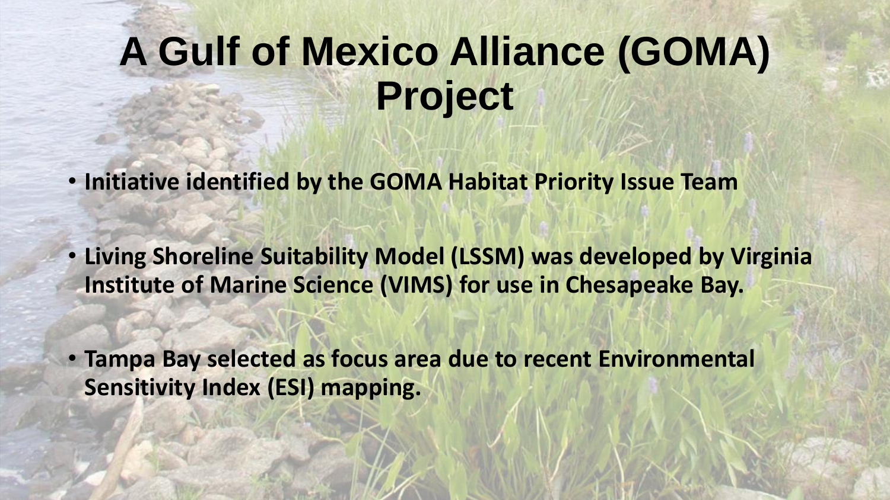# A Gulf of Mexico Alliance (GOMA) Project

- **Initiative identified by the GOMA Habitat Priority Issue Team**
- **Living Shoreline Suitability Model (LSSM) was developed by Virginia Institute of Marine Science (VIMS) for use in Chesapeake Bay.**
- **Tampa Bay selected as focus area due to recent Environmental Sensitivity Index (ESI) mapping.**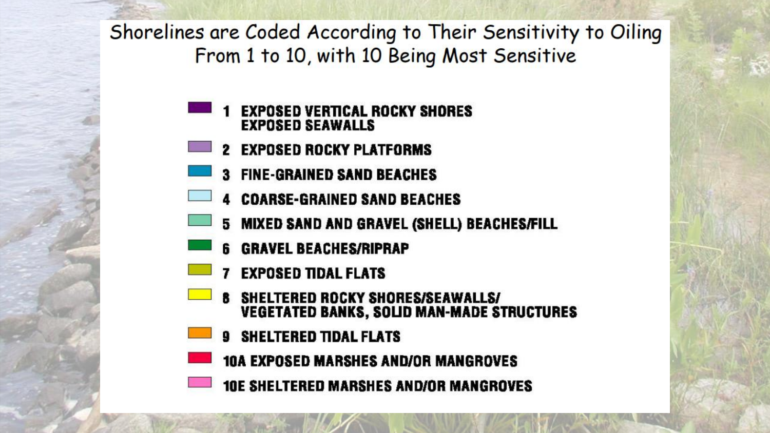# Shorelines are Coded According to Their Sensitivity to Oiling From 1 to 10, with 10 Being Most Sensitive

- 1 EXPOSED VERTICAL ROCKY SHORES
  EXPOSED SEAWALLS
- 2 EXPOSED ROCKY PLATFORMS
- 3 FINE-GRAINED SAND BEACHES
- 4 COARSE-GRAINED SAND BEACHES
- 5 MIXED SAND AND GRAVEL (SHELL) BEACHES/FILL
- 6 GRAVEL BEACHES/RIPRAP
- 7 EXPOSED TIDAL FLATS
- 8 SHELTERED ROCKY SHORES/SEAWALLS/
  VEGETATED BANKS, SOLID MAN-MADE STRUCTURES
- 9 SHELTERED TIDAL FLATS
- 10A EXPOSED MARSHES AND/OR MANGROVES
- 10E SHELTERED MARSHES AND/OR MANGROVES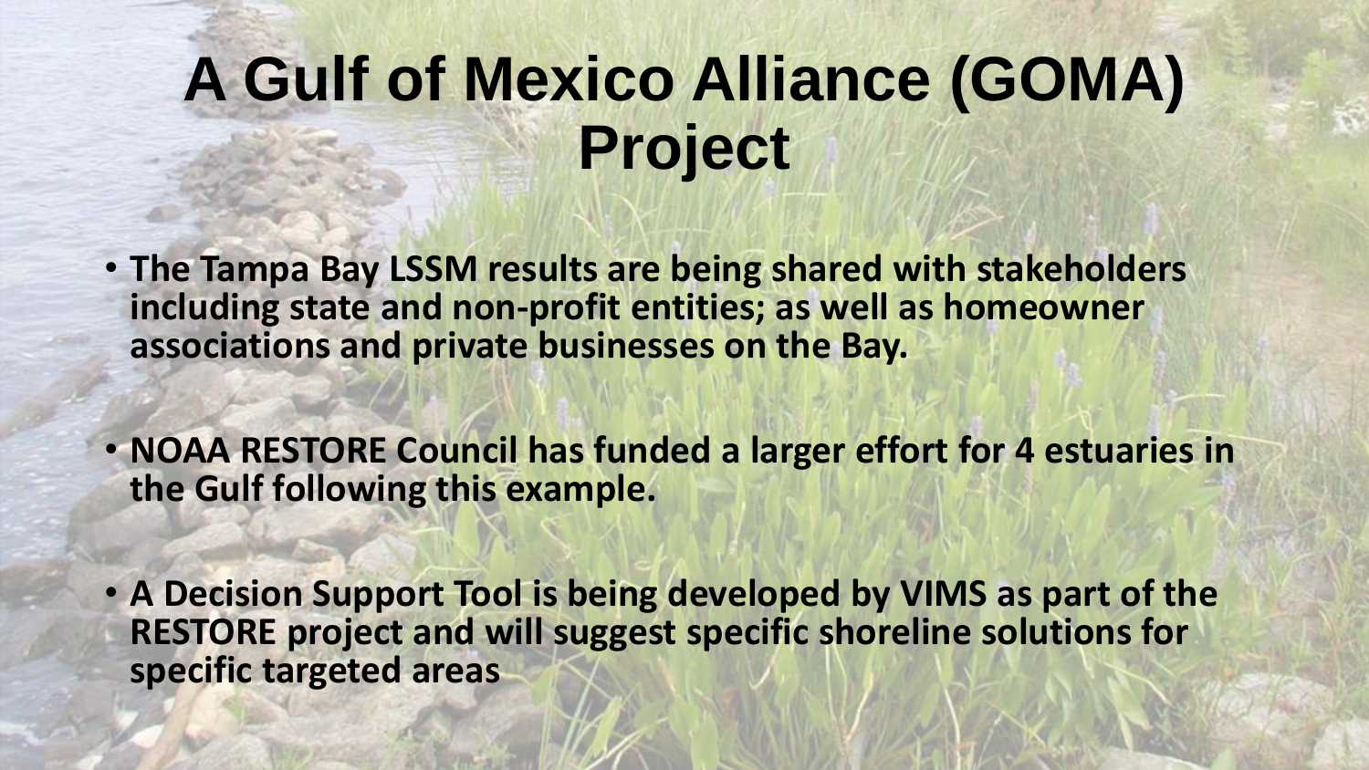# A Gulf of Mexico Alliance (GOMA) Project

- **The Tampa Bay LSSM results are being shared with stakeholders including state and non-profit entities; as well as homeowner associations and private businesses on the Bay.**
- **NOAA RESTORE Council has funded a larger effort for 4 estuaries in the Gulf following this example.**
- **A Decision Support Tool is being developed by VIMS as part of the RESTORE project and will suggest specific shoreline solutions for specific targeted areas**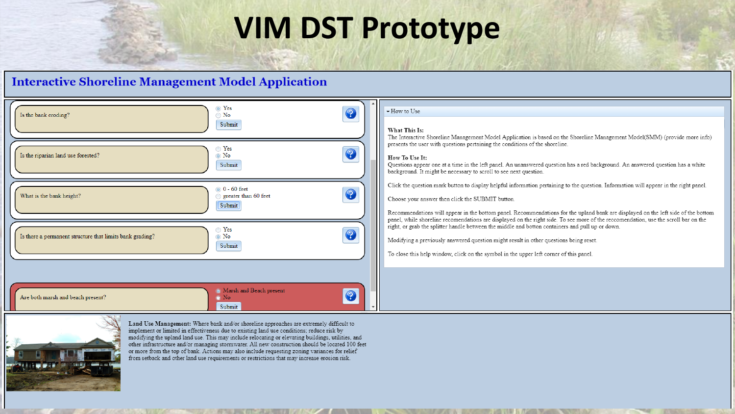# VIM DST Prototype

## Interactive Shoreline Management Model Application

Is the bank eroding?

- Yes
- No

Submit

Is the riparian land use forested?

- Yes
- No

Submit

What is the bank height?

- 0 - 60 feet
- greater than 60 feet

Submit

Is there a permanent structure that limits bank grading?

- Yes
- No

Submit

Are both marsh and beach present?

- Marsh and Beach present
- No

Submit

▾ How to Use

**What This Is:**
The Interactive Shoreline Management Model Application is based on the Shoreline Management Model(SMM) (provide more info) presents the user with questions pertaining the conditions of the shoreline.

**How To Use It:**
Questions appear one at a time in the left panel. An unanswered question has a red background. An answered question has a white background. It might be necessary to scroll to see next question.

Click the question mark button to display helpful information pertaining to the question. Information will appear in the right panel.

Choose your answer then click the SUBMIT button.

Recommendations will appear in the bottom panel. Recommendations for the upland bank are displayed on the left side of the bottom panel, while shoreline recomendations are displayed on the right side. To see more of the reccomendation, use the scroll bar on the right, or grab the splitter handle between the middle and botton containers and pull up or down.

Modifying a previously answered question might result in other questions being reset.

To close this help window, click on the symbol in the upper left corner of this panel.

**Land Use Management:** Where bank and/or shoreline approaches are extremely difficult to implement or limited in effectiveness due to existing land use conditions; reduce risk by modifying the upland land use. This may include relocating or elevating buildings, utilities, and other infrastructure and/or managing stormwater. All new construction should be located 100 feet or more from the top of bank. Actions may also include requesting zoning variances for relief from setback and other land use requirements or restrictions that may increase erosion risk.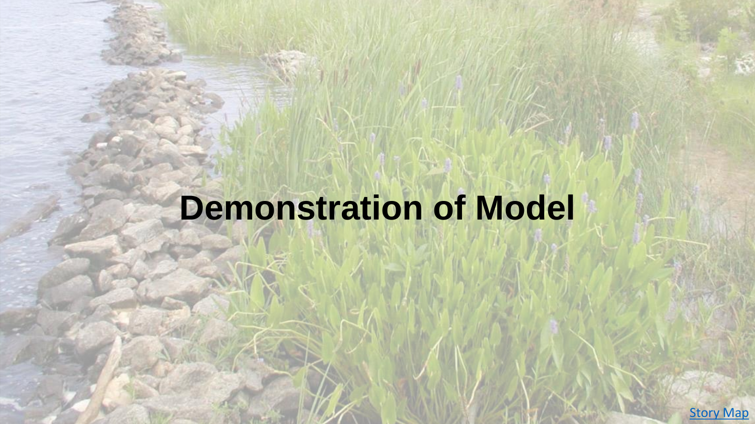# Demonstration of Model

Story Map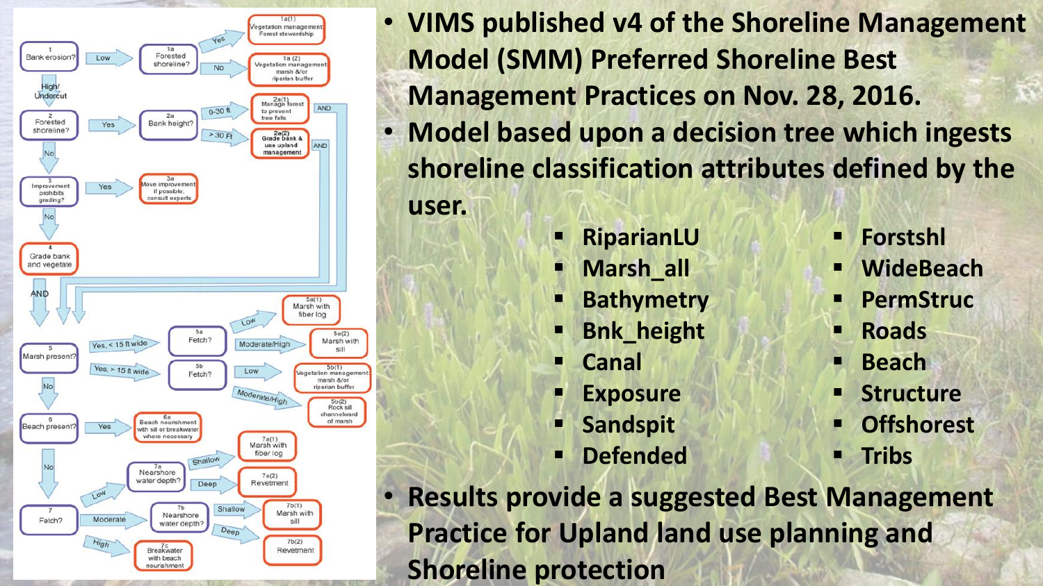1 Bank erosion?
Low
1a Forested shoreline?
Yes
1a(1) Vegetation management: Forest stewardship
No
1a (2) Vegetation management: marsh &/or riparian buffer
High/ Undercut
2 Forested shoreline?
Yes
2a Bank height?
0-30 ft
2a(1) Manage forest to prevent tree falls
> 30 Ft
2a(2) Grade bank & use upland management
AND
AND
No
3 Improvement prohibits grading?
Yes
3a Move improvement if possible; consult experts
No
4 Grade bank and vegetate
AND
5 Marsh present?
Yes, < 15 ft wide
5a Fetch?
Low
5a(1) Marsh with fiber log
Moderate/High
5a(2) Marsh with sill
Yes, > 15 ft wide
5b Fetch?
Low
5b(1) Vegetation management: marsh &/or riparian buffer
Moderate/High
5b(2) Rock sill channelward of marsh
No
6 Beach present?
Yes
6a Beach nourishment with sill or breakwater where necessary
No
7 Fetch?
Low
7a Nearshore water depth?
Shallow
7a(1) Marsh with fiber log
Deep
7a(2) Revetment
Moderate
7b Nearshore water depth?
Shallow
7b(1) Marsh with sill
Deep
7b(2) Revetment
High
7c Breakwater with beach nourishment

- **VIMS published v4 of the Shoreline Management Model (SMM) Preferred Shoreline Best Management Practices on Nov. 28, 2016.**
- **Model based upon a decision tree which ingests shoreline classification attributes defined by the user.**
  - **RiparianLU**
  - **Marsh_all**
  - **Bathymetry**
  - **Bnk_height**
  - **Canal**
  - **Exposure**
  - **Sandspit**
  - **Defended**
  - **Forstshl**
  - **WideBeach**
  - **PermStruc**
  - **Roads**
  - **Beach**
  - **Structure**
  - **Offshorest**
  - **Tribs**
- **Results provide a suggested Best Management Practice for Upland land use planning and Shoreline protection**